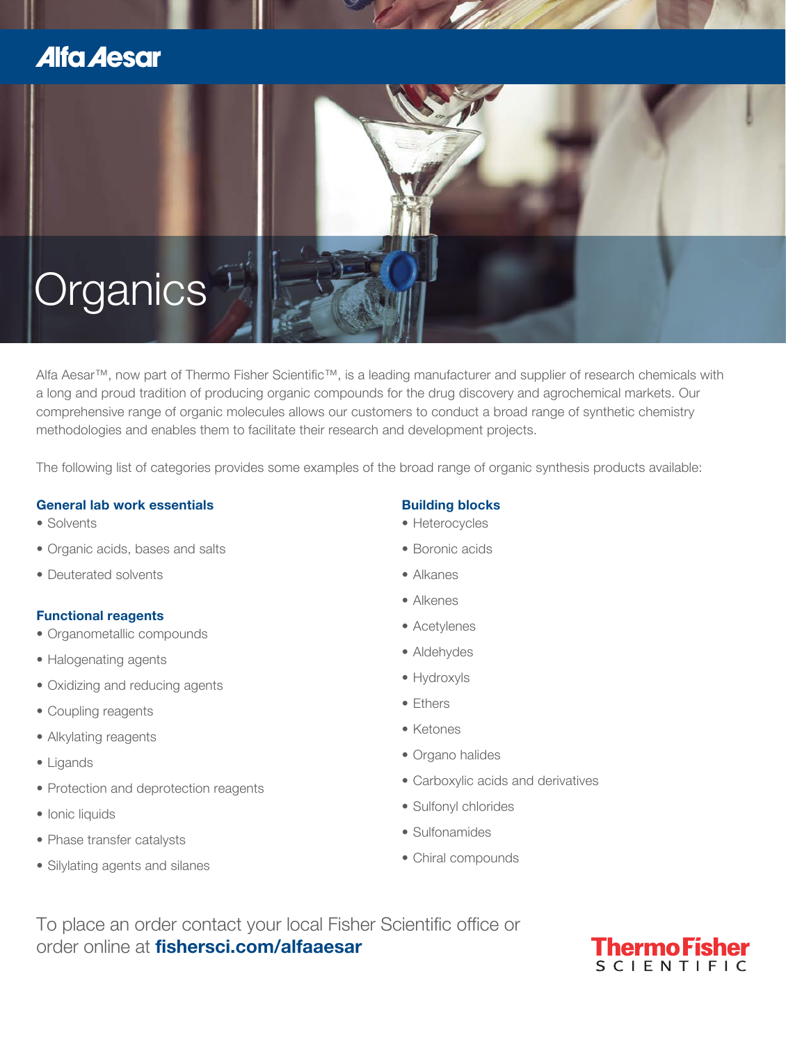Alfa Aesar

# Organics

Alfa Aesar™, now part of Thermo Fisher Scientific™, is a leading manufacturer and supplier of research chemicals with a long and proud tradition of producing organic compounds for the drug discovery and agrochemical markets. Our comprehensive range of organic molecules allows our customers to conduct a broad range of synthetic chemistry methodologies and enables them to facilitate their research and development projects.

The following list of categories provides some examples of the broad range of organic synthesis products available:

### General lab work essentials

- Solvents
- Organic acids, bases and salts
- Deuterated solvents

### Functional reagents

- Organometallic compounds
- Halogenating agents
- Oxidizing and reducing agents
- Coupling reagents
- Alkylating reagents
- Ligands
- Protection and deprotection reagents
- Ionic liquids
- Phase transfer catalysts
- Silylating agents and silanes

### Building blocks

- Heterocycles
- Boronic acids
- Alkanes
- Alkenes
- Acetylenes
- Aldehydes
- Hydroxyls
- Ethers
- Ketones
- Organo halides
- Carboxylic acids and derivatives
- Sulfonyl chlorides
- Sulfonamides
- Chiral compounds

To place an order contact your local Fisher Scientific office or order online at **fishersci.com/alfaaesar**

ThermoFisher SCIENTIFIC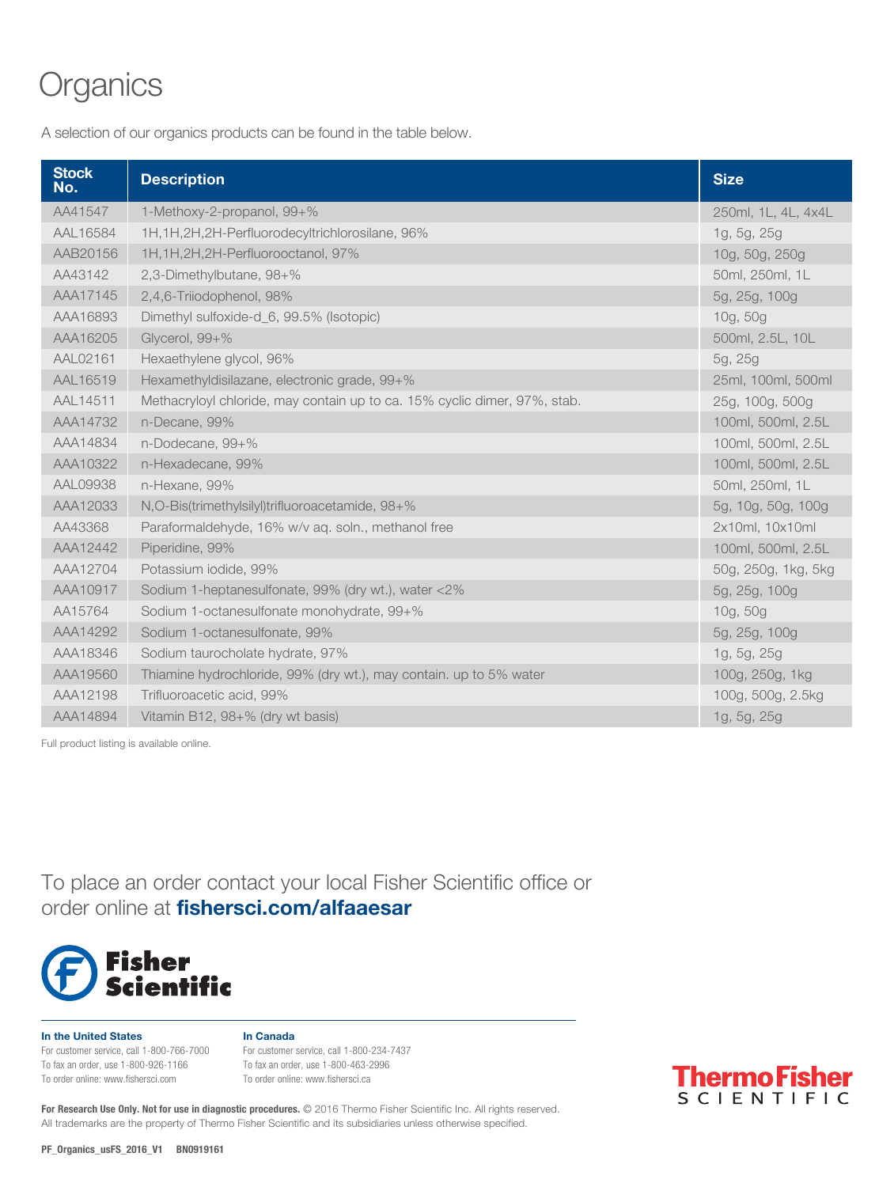# Organics

A selection of our organics products can be found in the table below.

| Stock No. | Description | Size |
|---|---|---|
| AA41547 | 1-Methoxy-2-propanol, 99+% | 250ml, 1L, 4L, 4x4L |
| AAL16584 | 1H,1H,2H,2H-Perfluorodecyltrichlorosilane, 96% | 1g, 5g, 25g |
| AAB20156 | 1H,1H,2H,2H-Perfluorooctanol, 97% | 10g, 50g, 250g |
| AA43142 | 2,3-Dimethylbutane, 98+% | 50ml, 250ml, 1L |
| AAA17145 | 2,4,6-Triiodophenol, 98% | 5g, 25g, 100g |
| AAA16893 | Dimethyl sulfoxide-d_6, 99.5% (Isotopic) | 10g, 50g |
| AAA16205 | Glycerol, 99+% | 500ml, 2.5L, 10L |
| AAL02161 | Hexaethylene glycol, 96% | 5g, 25g |
| AAL16519 | Hexamethyldisilazane, electronic grade, 99+% | 25ml, 100ml, 500ml |
| AAL14511 | Methacryloyl chloride, may contain up to ca. 15% cyclic dimer, 97%, stab. | 25g, 100g, 500g |
| AAA14732 | n-Decane, 99% | 100ml, 500ml, 2.5L |
| AAA14834 | n-Dodecane, 99+% | 100ml, 500ml, 2.5L |
| AAA10322 | n-Hexadecane, 99% | 100ml, 500ml, 2.5L |
| AAL09938 | n-Hexane, 99% | 50ml, 250ml, 1L |
| AAA12033 | N,O-Bis(trimethylsilyl)trifluoroacetamide, 98+% | 5g, 10g, 50g, 100g |
| AA43368 | Paraformaldehyde, 16% w/v aq. soln., methanol free | 2x10ml, 10x10ml |
| AAA12442 | Piperidine, 99% | 100ml, 500ml, 2.5L |
| AAA12704 | Potassium iodide, 99% | 50g, 250g, 1kg, 5kg |
| AAA10917 | Sodium 1-heptanesulfonate, 99% (dry wt.), water <2% | 5g, 25g, 100g |
| AA15764 | Sodium 1-octanesulfonate monohydrate, 99+% | 10g, 50g |
| AAA14292 | Sodium 1-octanesulfonate, 99% | 5g, 25g, 100g |
| AAA18346 | Sodium taurocholate hydrate, 97% | 1g, 5g, 25g |
| AAA19560 | Thiamine hydrochloride, 99% (dry wt.), may contain. up to 5% water | 100g, 250g, 1kg |
| AAA12198 | Trifluoroacetic acid, 99% | 100g, 500g, 2.5kg |
| AAA14894 | Vitamin B12, 98+% (dry wt basis) | 1g, 5g, 25g |

Full product listing is available online.

To place an order contact your local Fisher Scientific office or order online at **fishersci.com/alfaaesar**

Fisher Scientific

**In the United States**
For customer service, call 1-800-766-7000
To fax an order, use 1-800-926-1166
To order online: www.fishersci.com

**In Canada**
For customer service, call 1-800-234-7437
To fax an order, use 1-800-463-2996
To order online: www.fishersci.ca

ThermoFisher SCIENTIFIC

**For Research Use Only. Not for use in diagnostic procedures.** © 2016 Thermo Fisher Scientific Inc. All rights reserved. All trademarks are the property of Thermo Fisher Scientific and its subsidiaries unless otherwise specified.

**PF_Organics_usFS_2016_V1 BN0919161**